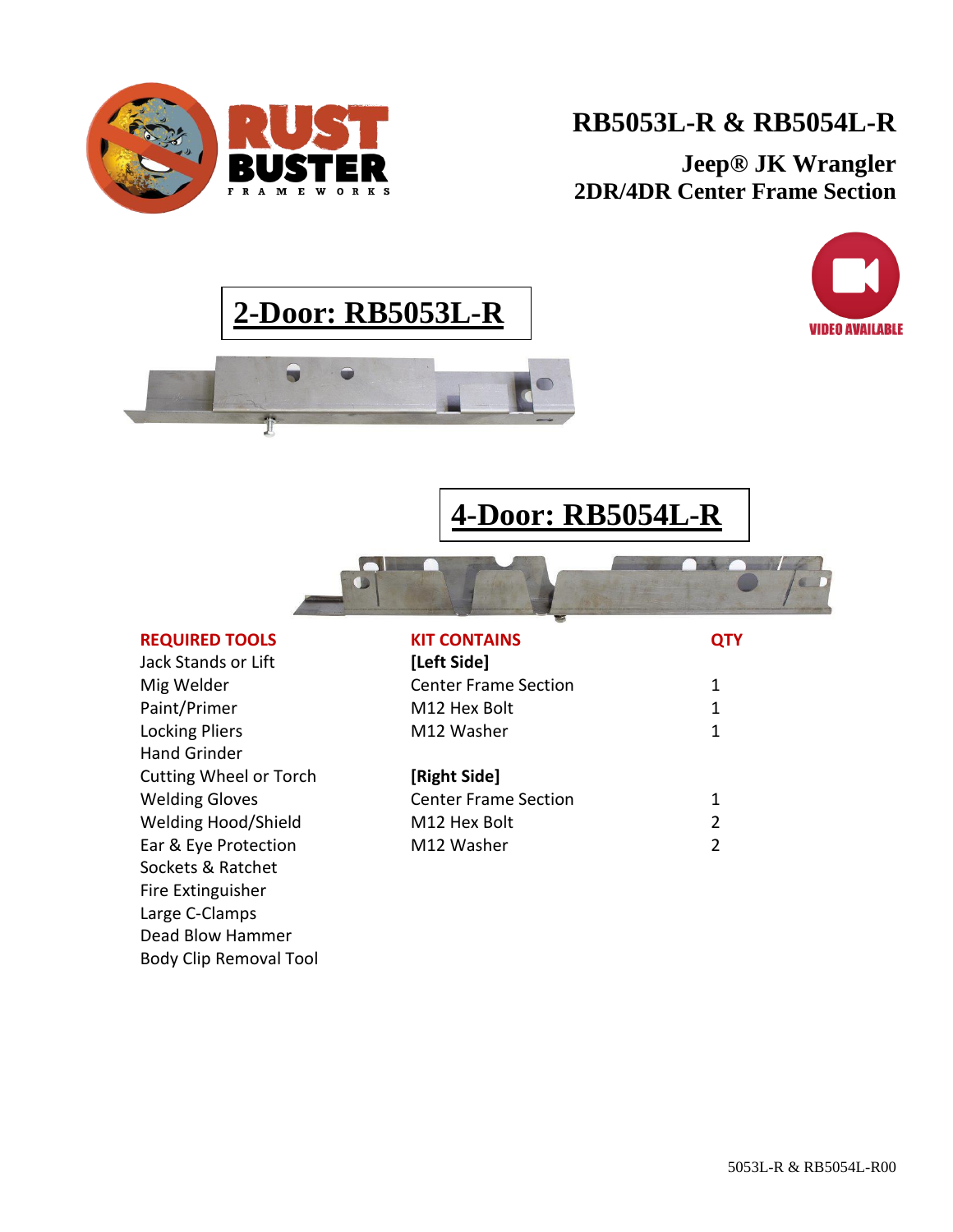# RB5053L-R & RB5054L-R

## Jeep® JK Wrangler
## 2DR/4DR Center Frame Section

VIDEO AVAILABLE

## 2-Door: RB5053L-R

## 4-Door: RB5054L-R

**REQUIRED TOOLS**

- Jack Stands or Lift
- Mig Welder
- Paint/Primer
- Locking Pliers
- Hand Grinder
- Cutting Wheel or Torch
- Welding Gloves
- Welding Hood/Shield
- Ear & Eye Protection
- Sockets & Ratchet
- Fire Extinguisher
- Large C-Clamps
- Dead Blow Hammer
- Body Clip Removal Tool

| KIT CONTAINS | QTY |
|---|---|
| **[Left Side]** | |
| Center Frame Section | 1 |
| M12 Hex Bolt | 1 |
| M12 Washer | 1 |
| **[Right Side]** | |
| Center Frame Section | 1 |
| M12 Hex Bolt | 2 |
| M12 Washer | 2 |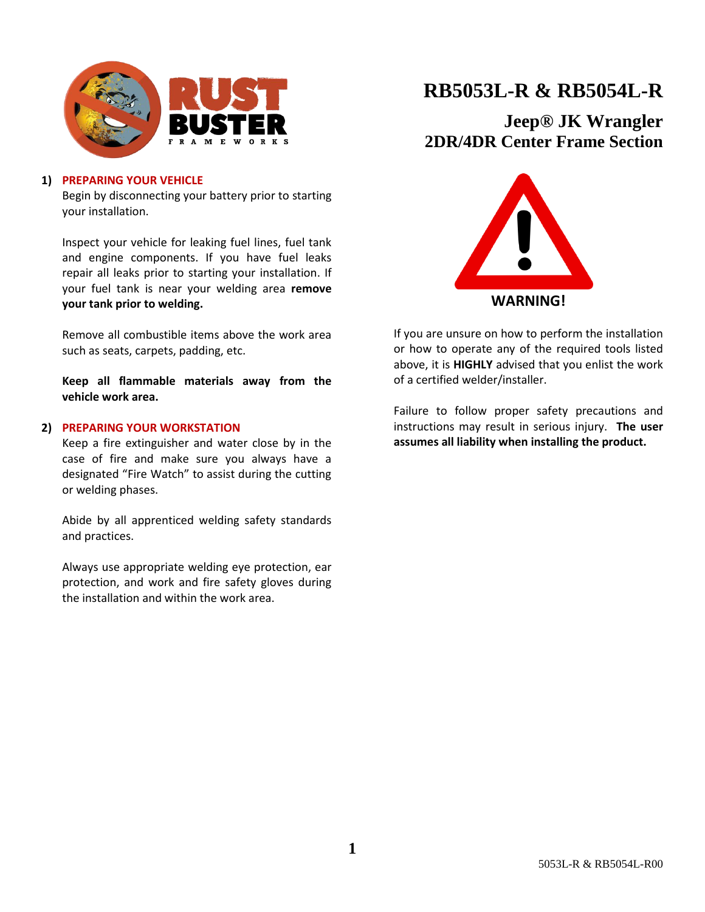# RB5053L-R & RB5054L-R

## Jeep® JK Wrangler 2DR/4DR Center Frame Section

### 1) PREPARING YOUR VEHICLE

Begin by disconnecting your battery prior to starting your installation.

Inspect your vehicle for leaking fuel lines, fuel tank and engine components. If you have fuel leaks repair all leaks prior to starting your installation. If your fuel tank is near your welding area **remove your tank prior to welding.**

Remove all combustible items above the work area such as seats, carpets, padding, etc.

**Keep all flammable materials away from the vehicle work area.**

### 2) PREPARING YOUR WORKSTATION

Keep a fire extinguisher and water close by in the case of fire and make sure you always have a designated "Fire Watch" to assist during the cutting or welding phases.

Abide by all apprenticed welding safety standards and practices.

Always use appropriate welding eye protection, ear protection, and work and fire safety gloves during the installation and within the work area.

**WARNING!**

If you are unsure on how to perform the installation or how to operate any of the required tools listed above, it is **HIGHLY** advised that you enlist the work of a certified welder/installer.

Failure to follow proper safety precautions and instructions may result in serious injury. **The user assumes all liability when installing the product.**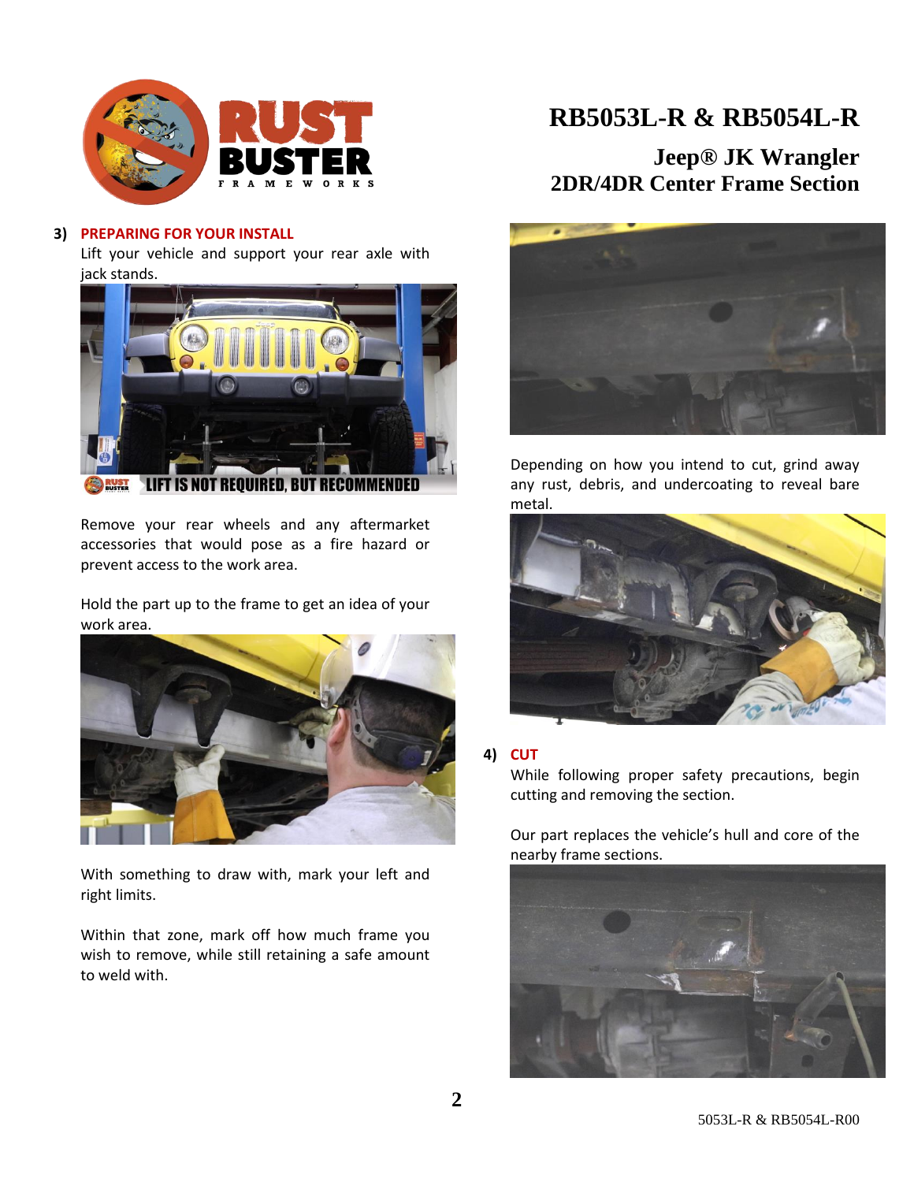# RB5053L-R & RB5054L-R

## Jeep® JK Wrangler 2DR/4DR Center Frame Section

### 3) PREPARING FOR YOUR INSTALL

Lift your vehicle and support your rear axle with jack stands.

LIFT IS NOT REQUIRED, BUT RECOMMENDED

Remove your rear wheels and any aftermarket accessories that would pose as a fire hazard or prevent access to the work area.

Hold the part up to the frame to get an idea of your work area.

With something to draw with, mark your left and right limits.

Within that zone, mark off how much frame you wish to remove, while still retaining a safe amount to weld with.

Depending on how you intend to cut, grind away any rust, debris, and undercoating to reveal bare metal.

### 4) CUT

While following proper safety precautions, begin cutting and removing the section.

Our part replaces the vehicle's hull and core of the nearby frame sections.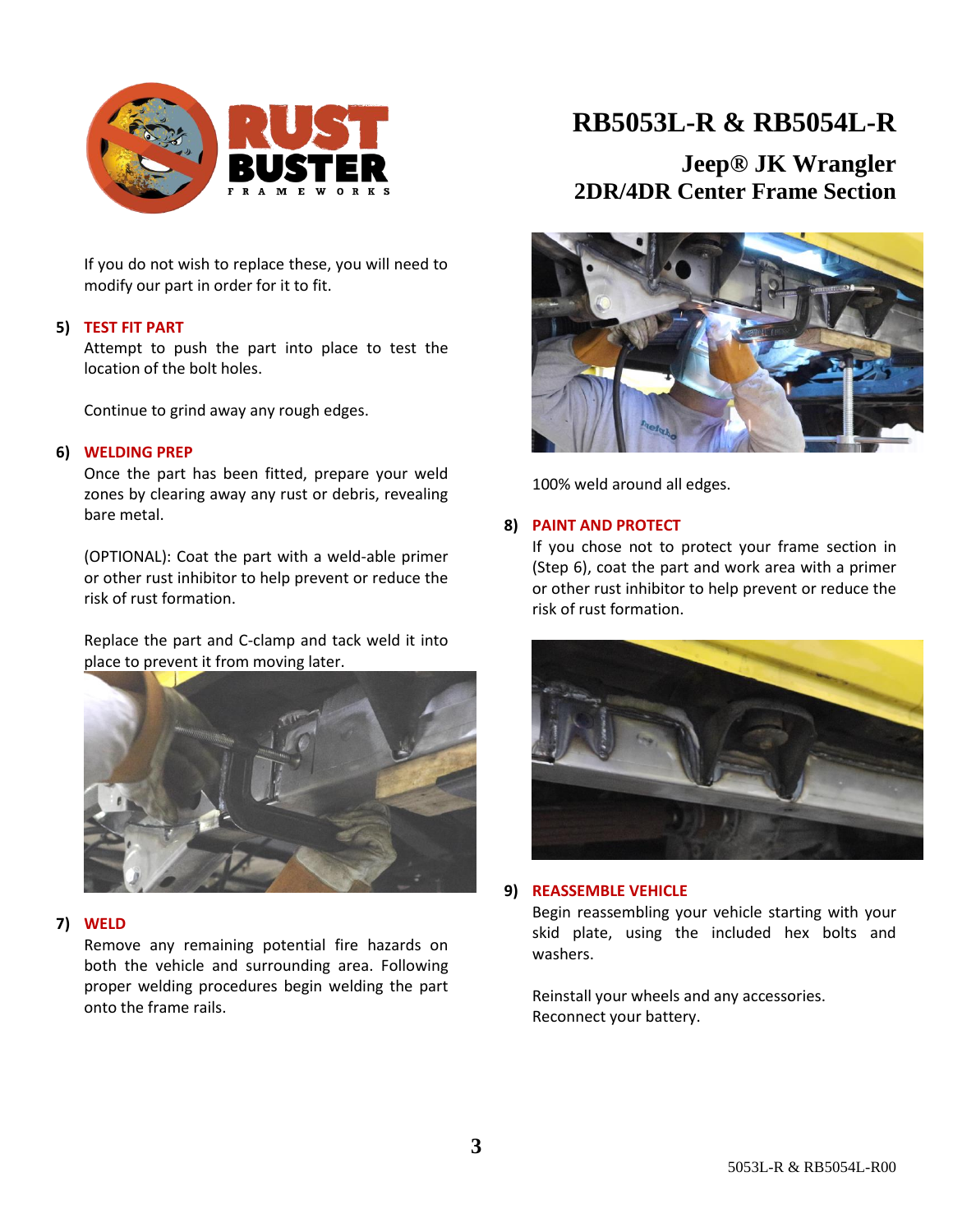# RB5053L-R & RB5054L-R

## Jeep® JK Wrangler 2DR/4DR Center Frame Section

If you do not wish to replace these, you will need to modify our part in order for it to fit.

**5) TEST FIT PART**

Attempt to push the part into place to test the location of the bolt holes.

Continue to grind away any rough edges.

**6) WELDING PREP**

Once the part has been fitted, prepare your weld zones by clearing away any rust or debris, revealing bare metal.

(OPTIONAL): Coat the part with a weld-able primer or other rust inhibitor to help prevent or reduce the risk of rust formation.

Replace the part and C-clamp and tack weld it into place to prevent it from moving later.

**7) WELD**

Remove any remaining potential fire hazards on both the vehicle and surrounding area. Following proper welding procedures begin welding the part onto the frame rails.

100% weld around all edges.

**8) PAINT AND PROTECT**

If you chose not to protect your frame section in (Step 6), coat the part and work area with a primer or other rust inhibitor to help prevent or reduce the risk of rust formation.

**9) REASSEMBLE VEHICLE**

Begin reassembling your vehicle starting with your skid plate, using the included hex bolts and washers.

Reinstall your wheels and any accessories.
Reconnect your battery.